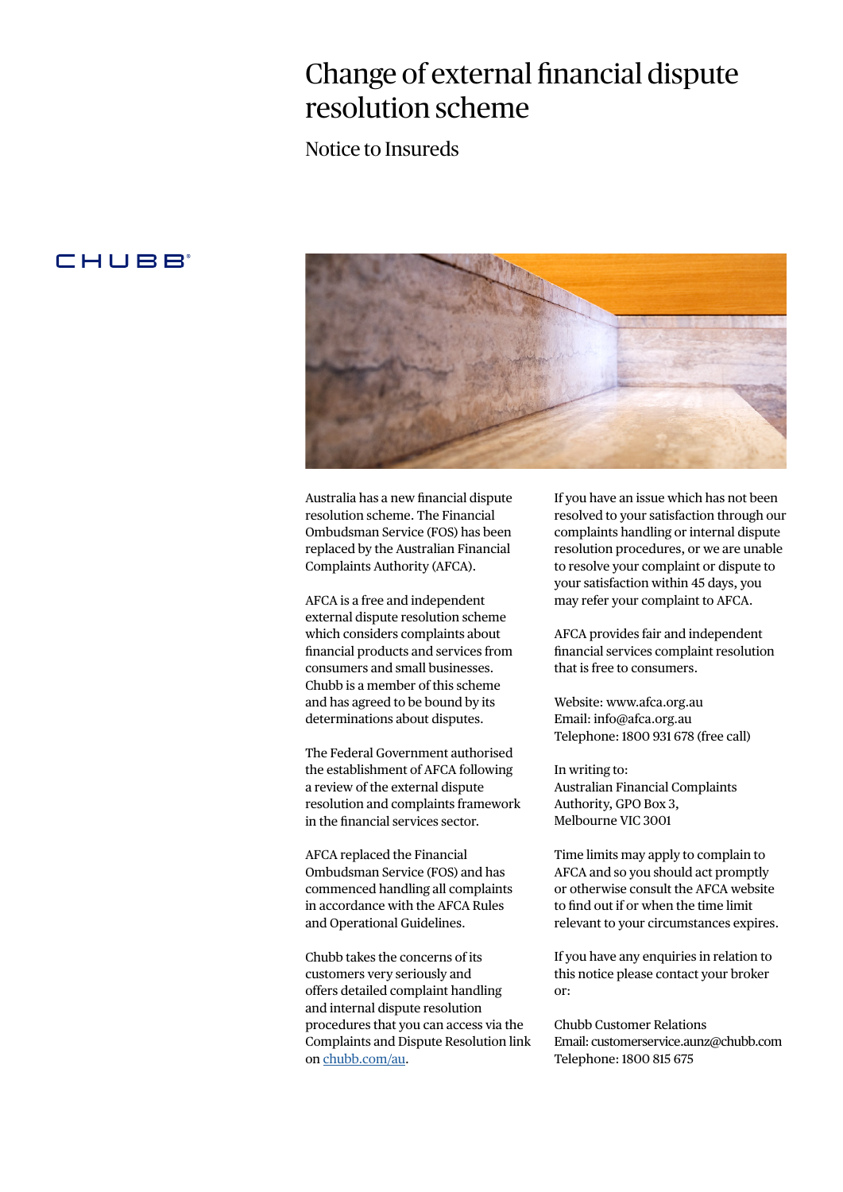# Change of external financial dispute resolution scheme

## Notice to Insureds

CHUBB

Australia has a new financial dispute resolution scheme. The Financial Ombudsman Service (FOS) has been replaced by the Australian Financial Complaints Authority (AFCA).

AFCA is a free and independent external dispute resolution scheme which considers complaints about financial products and services from consumers and small businesses. Chubb is a member of this scheme and has agreed to be bound by its determinations about disputes.

The Federal Government authorised the establishment of AFCA following a review of the external dispute resolution and complaints framework in the financial services sector.

AFCA replaced the Financial Ombudsman Service (FOS) and has commenced handling all complaints in accordance with the AFCA Rules and Operational Guidelines.

Chubb takes the concerns of its customers very seriously and offers detailed complaint handling and internal dispute resolution procedures that you can access via the Complaints and Dispute Resolution link on [chubb.com/au](chubb.com/au).

If you have an issue which has not been resolved to your satisfaction through our complaints handling or internal dispute resolution procedures, or we are unable to resolve your complaint or dispute to your satisfaction within 45 days, you may refer your complaint to AFCA.

AFCA provides fair and independent financial services complaint resolution that is free to consumers.

Website: www.afca.org.au
Email: info@afca.org.au
Telephone: 1800 931 678 (free call)

In writing to:
Australian Financial Complaints Authority, GPO Box 3,
Melbourne VIC 3001

Time limits may apply to complain to AFCA and so you should act promptly or otherwise consult the AFCA website to find out if or when the time limit relevant to your circumstances expires.

If you have any enquiries in relation to this notice please contact your broker or:

Chubb Customer Relations
Email: customerservice.aunz@chubb.com
Telephone: 1800 815 675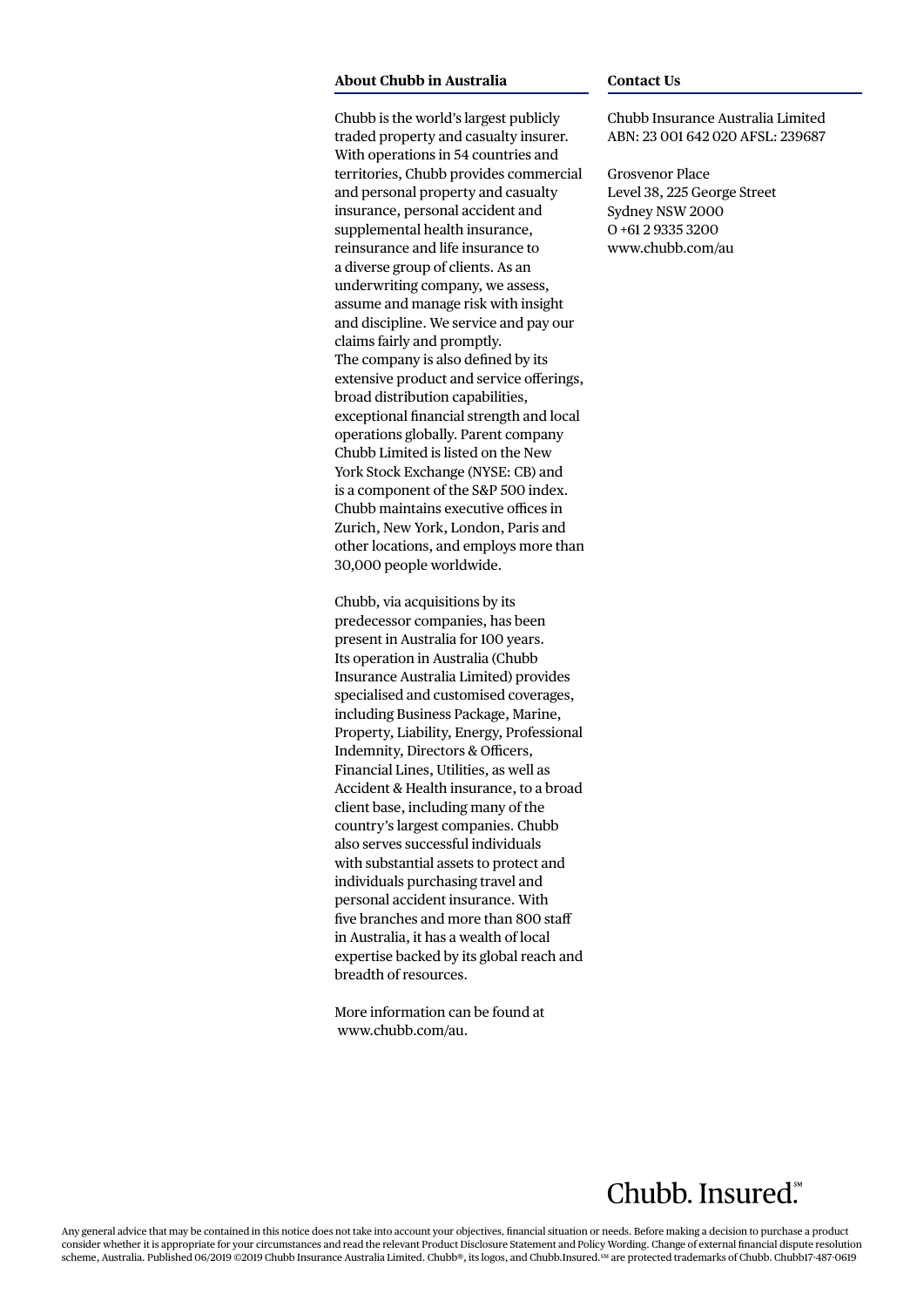## About Chubb in Australia

Chubb is the world's largest publicly traded property and casualty insurer. With operations in 54 countries and territories, Chubb provides commercial and personal property and casualty insurance, personal accident and supplemental health insurance, reinsurance and life insurance to a diverse group of clients. As an underwriting company, we assess, assume and manage risk with insight and discipline. We service and pay our claims fairly and promptly.
The company is also defined by its extensive product and service offerings, broad distribution capabilities, exceptional financial strength and local operations globally. Parent company Chubb Limited is listed on the New York Stock Exchange (NYSE: CB) and is a component of the S&P 500 index. Chubb maintains executive offices in Zurich, New York, London, Paris and other locations, and employs more than 30,000 people worldwide.

Chubb, via acquisitions by its predecessor companies, has been present in Australia for 100 years. Its operation in Australia (Chubb Insurance Australia Limited) provides specialised and customised coverages, including Business Package, Marine, Property, Liability, Energy, Professional Indemnity, Directors & Officers, Financial Lines, Utilities, as well as Accident & Health insurance, to a broad client base, including many of the country's largest companies. Chubb also serves successful individuals with substantial assets to protect and individuals purchasing travel and personal accident insurance. With five branches and more than 800 staff in Australia, it has a wealth of local expertise backed by its global reach and breadth of resources.

More information can be found at www.chubb.com/au.

## Contact Us

Chubb Insurance Australia Limited
ABN: 23 001 642 020 AFSL: 239687

Grosvenor Place
Level 38, 225 George Street
Sydney NSW 2000
O +61 2 9335 3200
www.chubb.com/au

Chubb. Insured.℠

Any general advice that may be contained in this notice does not take into account your objectives, financial situation or needs. Before making a decision to purchase a product consider whether it is appropriate for your circumstances and read the relevant Product Disclosure Statement and Policy Wording. Change of external financial dispute resolution scheme, Australia. Published 06/2019 ©2019 Chubb Insurance Australia Limited. Chubb®, its logos, and Chubb.Insured.℠ are protected trademarks of Chubb. Chubb17-487-0619